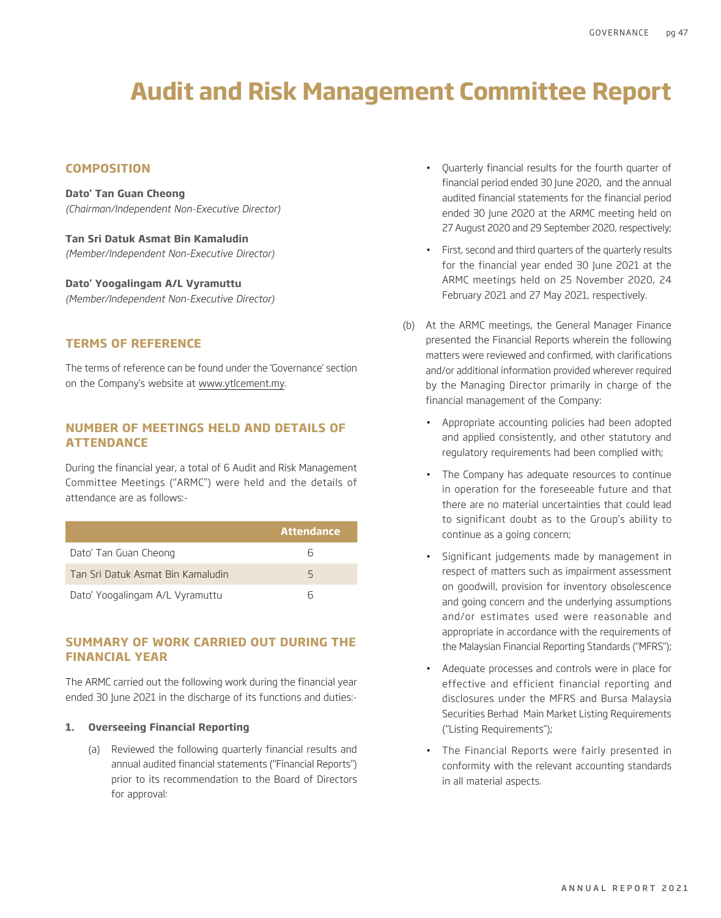# Audit and Risk Management Committee Report

## COMPOSITION

**Dato' Tan Guan Cheong**
*(Chairman/Independent Non-Executive Director)*

**Tan Sri Datuk Asmat Bin Kamaludin**
*(Member/Independent Non-Executive Director)*

**Dato' Yoogalingam A/L Vyramuttu**
*(Member/Independent Non-Executive Director)*

## TERMS OF REFERENCE

The terms of reference can be found under the 'Governance' section on the Company's website at www.ytlcement.my.

## NUMBER OF MEETINGS HELD AND DETAILS OF ATTENDANCE

During the financial year, a total of 6 Audit and Risk Management Committee Meetings ("ARMC") were held and the details of attendance are as follows:-

| | Attendance |
|---|---|
| Dato' Tan Guan Cheong | 6 |
| Tan Sri Datuk Asmat Bin Kamaludin | 5 |
| Dato' Yoogalingam A/L Vyramuttu | 6 |

## SUMMARY OF WORK CARRIED OUT DURING THE FINANCIAL YEAR

The ARMC carried out the following work during the financial year ended 30 June 2021 in the discharge of its functions and duties:-

**1. Overseeing Financial Reporting**

(a) Reviewed the following quarterly financial results and annual audited financial statements ("Financial Reports") prior to its recommendation to the Board of Directors for approval:

- Quarterly financial results for the fourth quarter of financial period ended 30 June 2020, and the annual audited financial statements for the financial period ended 30 June 2020 at the ARMC meeting held on 27 August 2020 and 29 September 2020, respectively;
- First, second and third quarters of the quarterly results for the financial year ended 30 June 2021 at the ARMC meetings held on 25 November 2020, 24 February 2021 and 27 May 2021, respectively.

(b) At the ARMC meetings, the General Manager Finance presented the Financial Reports wherein the following matters were reviewed and confirmed, with clarifications and/or additional information provided wherever required by the Managing Director primarily in charge of the financial management of the Company:

- Appropriate accounting policies had been adopted and applied consistently, and other statutory and regulatory requirements had been complied with;
- The Company has adequate resources to continue in operation for the foreseeable future and that there are no material uncertainties that could lead to significant doubt as to the Group's ability to continue as a going concern;
- Significant judgements made by management in respect of matters such as impairment assessment on goodwill, provision for inventory obsolescence and going concern and the underlying assumptions and/or estimates used were reasonable and appropriate in accordance with the requirements of the Malaysian Financial Reporting Standards ("MFRS");
- Adequate processes and controls were in place for effective and efficient financial reporting and disclosures under the MFRS and Bursa Malaysia Securities Berhad Main Market Listing Requirements ("Listing Requirements");
- The Financial Reports were fairly presented in conformity with the relevant accounting standards in all material aspects.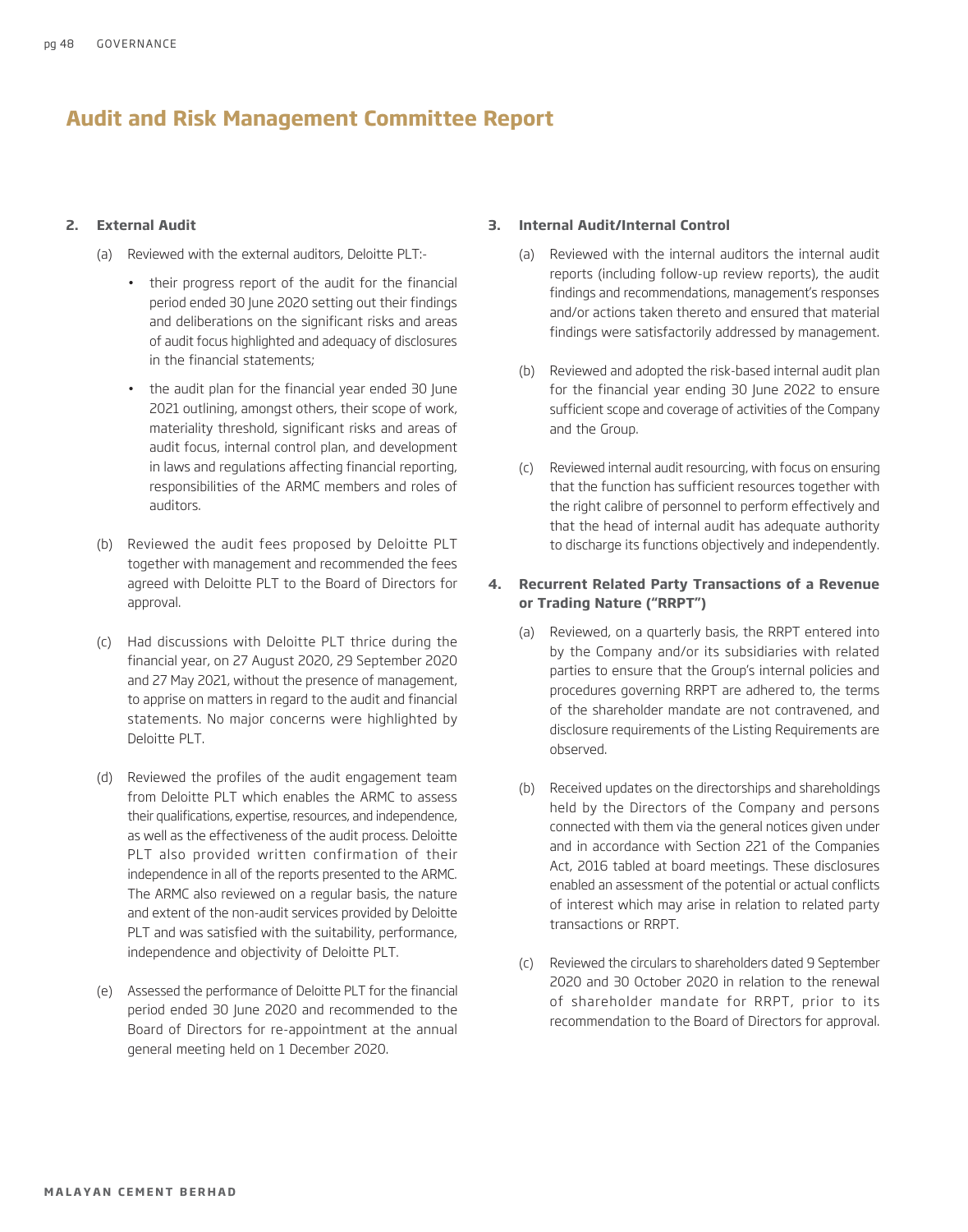# Audit and Risk Management Committee Report

**2. External Audit**

(a) Reviewed with the external auditors, Deloitte PLT:-

- their progress report of the audit for the financial period ended 30 June 2020 setting out their findings and deliberations on the significant risks and areas of audit focus highlighted and adequacy of disclosures in the financial statements;
- the audit plan for the financial year ended 30 June 2021 outlining, amongst others, their scope of work, materiality threshold, significant risks and areas of audit focus, internal control plan, and development in laws and regulations affecting financial reporting, responsibilities of the ARMC members and roles of auditors.

(b) Reviewed the audit fees proposed by Deloitte PLT together with management and recommended the fees agreed with Deloitte PLT to the Board of Directors for approval.

(c) Had discussions with Deloitte PLT thrice during the financial year, on 27 August 2020, 29 September 2020 and 27 May 2021, without the presence of management, to apprise on matters in regard to the audit and financial statements. No major concerns were highlighted by Deloitte PLT.

(d) Reviewed the profiles of the audit engagement team from Deloitte PLT which enables the ARMC to assess their qualifications, expertise, resources, and independence, as well as the effectiveness of the audit process. Deloitte PLT also provided written confirmation of their independence in all of the reports presented to the ARMC. The ARMC also reviewed on a regular basis, the nature and extent of the non-audit services provided by Deloitte PLT and was satisfied with the suitability, performance, independence and objectivity of Deloitte PLT.

(e) Assessed the performance of Deloitte PLT for the financial period ended 30 June 2020 and recommended to the Board of Directors for re-appointment at the annual general meeting held on 1 December 2020.

**3. Internal Audit/Internal Control**

(a) Reviewed with the internal auditors the internal audit reports (including follow-up review reports), the audit findings and recommendations, management's responses and/or actions taken thereto and ensured that material findings were satisfactorily addressed by management.

(b) Reviewed and adopted the risk-based internal audit plan for the financial year ending 30 June 2022 to ensure sufficient scope and coverage of activities of the Company and the Group.

(c) Reviewed internal audit resourcing, with focus on ensuring that the function has sufficient resources together with the right calibre of personnel to perform effectively and that the head of internal audit has adequate authority to discharge its functions objectively and independently.

**4. Recurrent Related Party Transactions of a Revenue or Trading Nature ("RRPT")**

(a) Reviewed, on a quarterly basis, the RRPT entered into by the Company and/or its subsidiaries with related parties to ensure that the Group's internal policies and procedures governing RRPT are adhered to, the terms of the shareholder mandate are not contravened, and disclosure requirements of the Listing Requirements are observed.

(b) Received updates on the directorships and shareholdings held by the Directors of the Company and persons connected with them via the general notices given under and in accordance with Section 221 of the Companies Act, 2016 tabled at board meetings. These disclosures enabled an assessment of the potential or actual conflicts of interest which may arise in relation to related party transactions or RRPT.

(c) Reviewed the circulars to shareholders dated 9 September 2020 and 30 October 2020 in relation to the renewal of shareholder mandate for RRPT, prior to its recommendation to the Board of Directors for approval.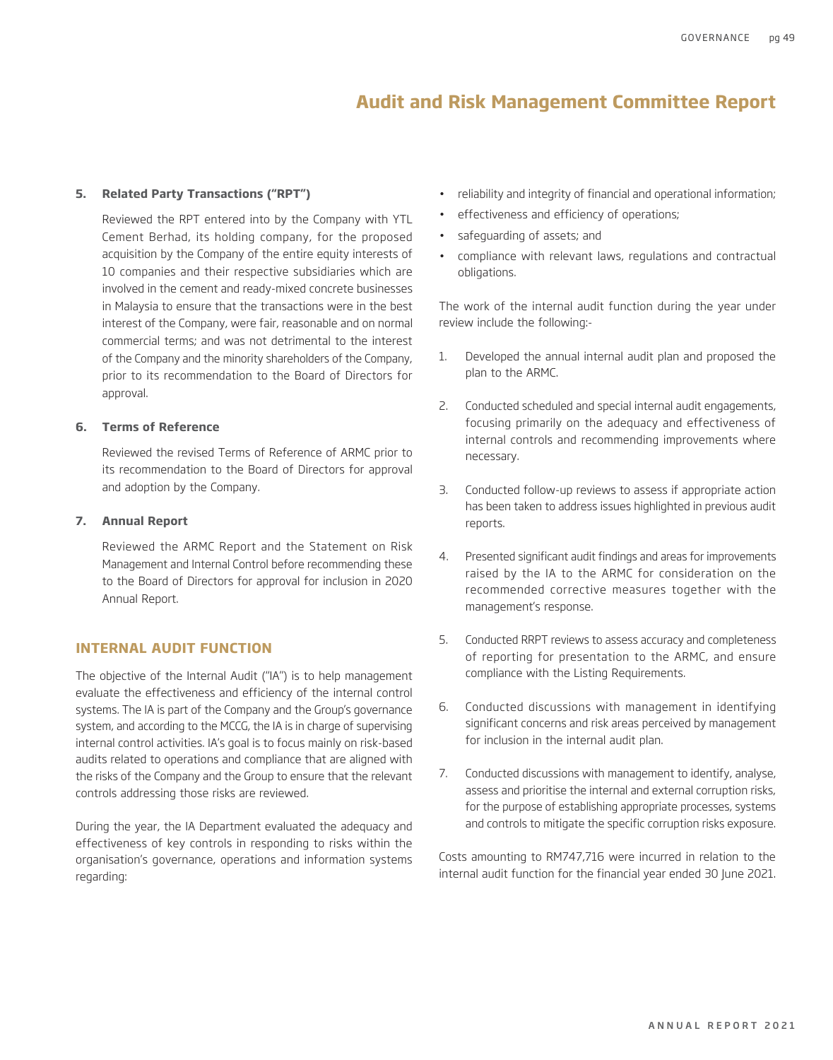# Audit and Risk Management Committee Report

**5. Related Party Transactions ("RPT")**

Reviewed the RPT entered into by the Company with YTL Cement Berhad, its holding company, for the proposed acquisition by the Company of the entire equity interests of 10 companies and their respective subsidiaries which are involved in the cement and ready-mixed concrete businesses in Malaysia to ensure that the transactions were in the best interest of the Company, were fair, reasonable and on normal commercial terms; and was not detrimental to the interest of the Company and the minority shareholders of the Company, prior to its recommendation to the Board of Directors for approval.

**6. Terms of Reference**

Reviewed the revised Terms of Reference of ARMC prior to its recommendation to the Board of Directors for approval and adoption by the Company.

**7. Annual Report**

Reviewed the ARMC Report and the Statement on Risk Management and Internal Control before recommending these to the Board of Directors for approval for inclusion in 2020 Annual Report.

## INTERNAL AUDIT FUNCTION

The objective of the Internal Audit ("IA") is to help management evaluate the effectiveness and efficiency of the internal control systems. The IA is part of the Company and the Group's governance system, and according to the MCCG, the IA is in charge of supervising internal control activities. IA's goal is to focus mainly on risk-based audits related to operations and compliance that are aligned with the risks of the Company and the Group to ensure that the relevant controls addressing those risks are reviewed.

During the year, the IA Department evaluated the adequacy and effectiveness of key controls in responding to risks within the organisation's governance, operations and information systems regarding:

- reliability and integrity of financial and operational information;
- effectiveness and efficiency of operations;
- safeguarding of assets; and
- compliance with relevant laws, regulations and contractual obligations.

The work of the internal audit function during the year under review include the following:-

1. Developed the annual internal audit plan and proposed the plan to the ARMC.
2. Conducted scheduled and special internal audit engagements, focusing primarily on the adequacy and effectiveness of internal controls and recommending improvements where necessary.
3. Conducted follow-up reviews to assess if appropriate action has been taken to address issues highlighted in previous audit reports.
4. Presented significant audit findings and areas for improvements raised by the IA to the ARMC for consideration on the recommended corrective measures together with the management's response.
5. Conducted RRPT reviews to assess accuracy and completeness of reporting for presentation to the ARMC, and ensure compliance with the Listing Requirements.
6. Conducted discussions with management in identifying significant concerns and risk areas perceived by management for inclusion in the internal audit plan.
7. Conducted discussions with management to identify, analyse, assess and prioritise the internal and external corruption risks, for the purpose of establishing appropriate processes, systems and controls to mitigate the specific corruption risks exposure.

Costs amounting to RM747,716 were incurred in relation to the internal audit function for the financial year ended 30 June 2021.